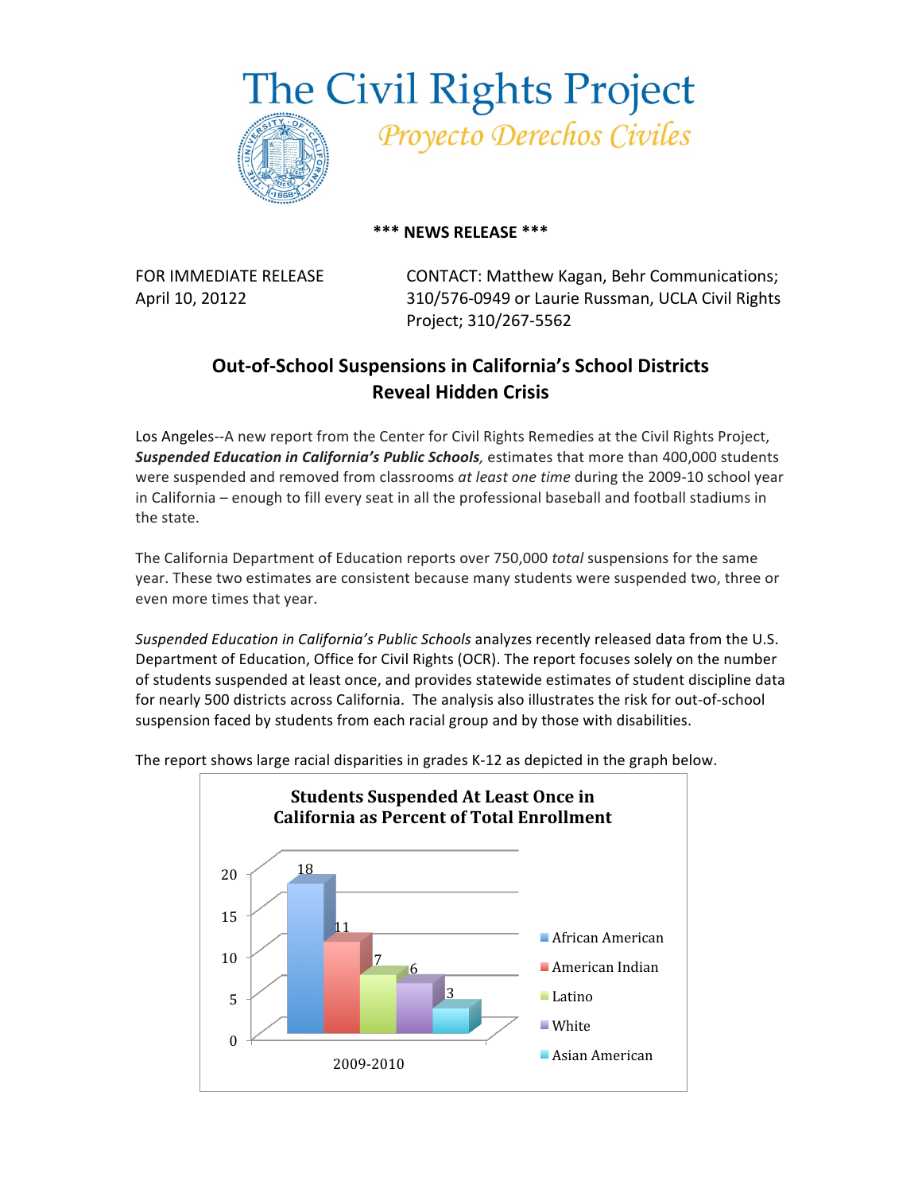# The Civil Rights Project

*Proyecto Derechos Civiles*

**\*\*\* NEWS RELEASE \*\*\***

FOR IMMEDIATE RELEASE
April 10, 20122

CONTACT: Matthew Kagan, Behr Communications; 310/576-0949 or Laurie Russman, UCLA Civil Rights Project; 310/267-5562

## Out-of-School Suspensions in California's School Districts Reveal Hidden Crisis

Los Angeles--A new report from the Center for Civil Rights Remedies at the Civil Rights Project, ***Suspended Education in California's Public Schools***, estimates that more than 400,000 students were suspended and removed from classrooms *at least one time* during the 2009-10 school year in California – enough to fill every seat in all the professional baseball and football stadiums in the state.

The California Department of Education reports over 750,000 *total* suspensions for the same year. These two estimates are consistent because many students were suspended two, three or even more times that year.

*Suspended Education in California's Public Schools* analyzes recently released data from the U.S. Department of Education, Office for Civil Rights (OCR). The report focuses solely on the number of students suspended at least once, and provides statewide estimates of student discipline data for nearly 500 districts across California. The analysis also illustrates the risk for out-of-school suspension faced by students from each racial group and by those with disabilities.

The report shows large racial disparities in grades K-12 as depicted in the graph below.

**Students Suspended At Least Once in California as Percent of Total Enrollment**

| 2009-2010 | Percent |
| --- | --- |
| African American | 18 |
| American Indian | 11 |
| Latino | 7 |
| White | 6 |
| Asian American | 3 |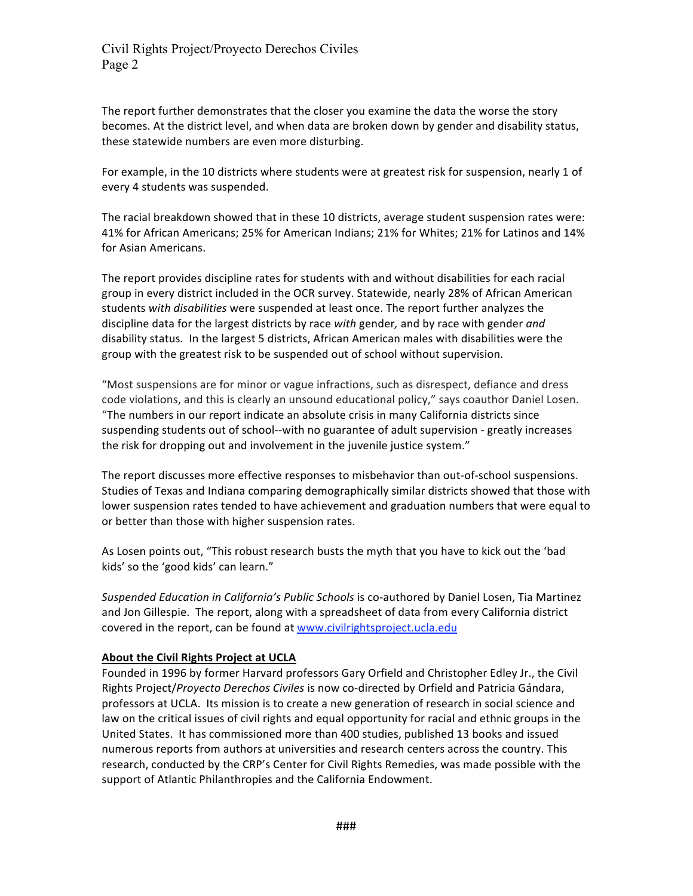The report further demonstrates that the closer you examine the data the worse the story becomes. At the district level, and when data are broken down by gender and disability status, these statewide numbers are even more disturbing.

For example, in the 10 districts where students were at greatest risk for suspension, nearly 1 of every 4 students was suspended.

The racial breakdown showed that in these 10 districts, average student suspension rates were: 41% for African Americans; 25% for American Indians; 21% for Whites; 21% for Latinos and 14% for Asian Americans.

The report provides discipline rates for students with and without disabilities for each racial group in every district included in the OCR survey. Statewide, nearly 28% of African American students *with disabilities* were suspended at least once. The report further analyzes the discipline data for the largest districts by race *with* gender*,* and by race with gender *and* disability status*.* In the largest 5 districts, African American males with disabilities were the group with the greatest risk to be suspended out of school without supervision.

"Most suspensions are for minor or vague infractions, such as disrespect, defiance and dress code violations, and this is clearly an unsound educational policy," says coauthor Daniel Losen. "The numbers in our report indicate an absolute crisis in many California districts since suspending students out of school--with no guarantee of adult supervision - greatly increases the risk for dropping out and involvement in the juvenile justice system."

The report discusses more effective responses to misbehavior than out-of-school suspensions. Studies of Texas and Indiana comparing demographically similar districts showed that those with lower suspension rates tended to have achievement and graduation numbers that were equal to or better than those with higher suspension rates.

As Losen points out, "This robust research busts the myth that you have to kick out the 'bad kids' so the 'good kids' can learn."

*Suspended Education in California's Public Schools* is co-authored by Daniel Losen, Tia Martinez and Jon Gillespie. The report, along with a spreadsheet of data from every California district covered in the report, can be found at [www.civilrightsproject.ucla.edu](www.civilrightsproject.ucla.edu)

**About the Civil Rights Project at UCLA**

Founded in 1996 by former Harvard professors Gary Orfield and Christopher Edley Jr., the Civil Rights Project/*Proyecto Derechos Civiles* is now co-directed by Orfield and Patricia Gándara, professors at UCLA. Its mission is to create a new generation of research in social science and law on the critical issues of civil rights and equal opportunity for racial and ethnic groups in the United States. It has commissioned more than 400 studies, published 13 books and issued numerous reports from authors at universities and research centers across the country. This research, conducted by the CRP's Center for Civil Rights Remedies, was made possible with the support of Atlantic Philanthropies and the California Endowment.

###